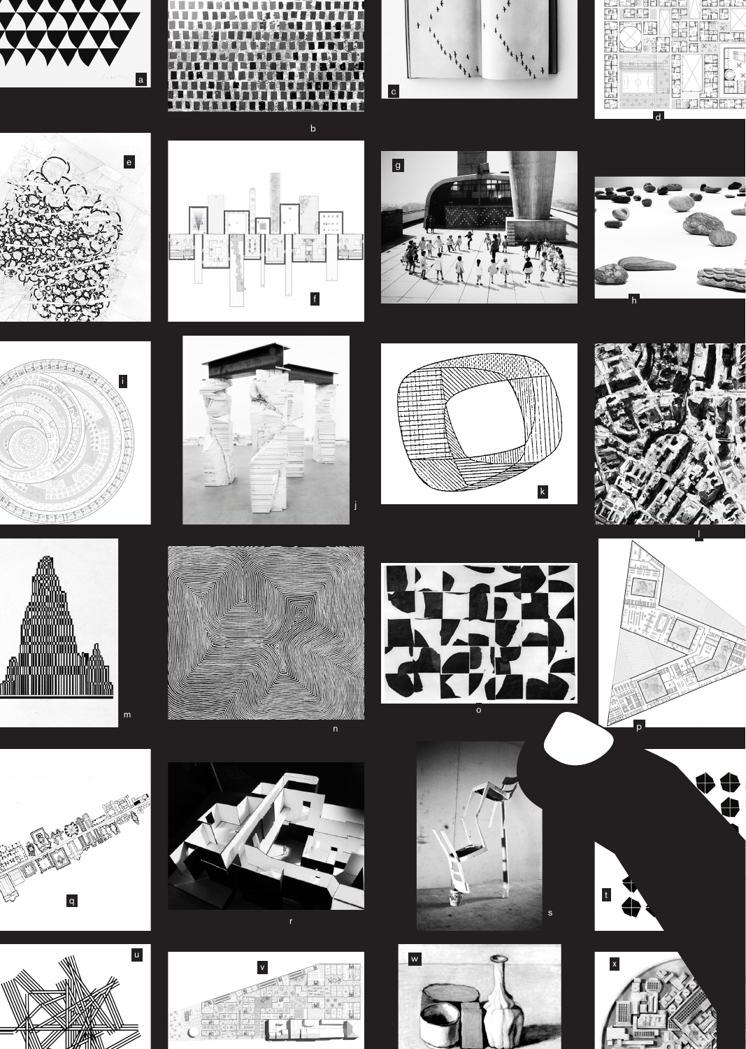a

b

c

d

e

f

g

h

i

j

k

l

m

n

o

p

q

r

s

t

u

v

w

x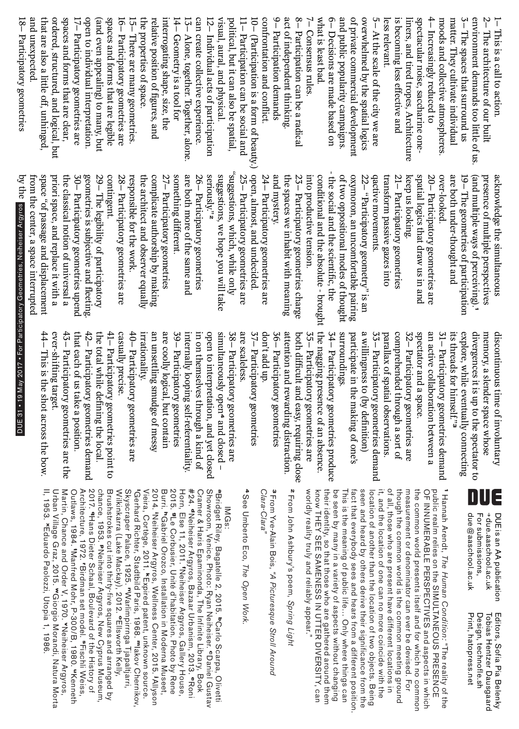1– This is a call to action.

2– The architecture of our built environment demands too little of us.

3– The spaces that surround us matter. They cultivate individual moods and collective atmospheres.

4– Increasingly reduced to spectacular noise, saccharine one-liners, and tired tropes, Architecture is becoming less effective and less relevant.

5– At the scale of the city we are overwhelmed by the spatial logics of private commercial development and public popularity campaigns.

6– Decisions are made based on what is least bad.

7– Consensus rules.

8– Participation can be a radical act of independent thinking.

9– Participation demands confrontation and conflict.

10– (Participation is a form of beauty.)

11– Participation can be social and political, but it can also be spatial, visual, aural, and physical.

12– Individual acts of participation can create collective experience.

13– Alone, together. Together, alone.

14– Geometry is a tool for interrogating shape, size, the relative position of figures, and the properties of space.

15– There are many geometries.

16– Participatory geometries are spaces and forms that are legible (and even appealing) to many, but open to individual interpretation.

17– Participatory geometries are spaces and forms that are clear, ordered, structured, and logical, but that are also a little off, unhinged, and unexpected.

18– Participatory geometries acknowledge the simultaneous presence of multiple perspectives (and multiple ways of perceiving).[1]

19– The geometries of participation are both under-thought and over-looked.

20– Participatory geometries are spatial logics that draw us in and keep us looking.

21– Participatory geometries transform passive gazes into active movements.

22– "Participatory geometry" is an oxymoron, an uncomfortable pairing of two oppositional modes of thought - the social and the scientific, the conditional and the absolute - brought into productive tension.

23– Participatory geometries charge the spaces we inhabit with meaning and mystery.

24– Participatory geometries are open, almost, and undecided.

25– Participatory geometries are "suggestions, which, while only suggestions, we hope you will take seriously."[2]

26– Participatory geometries are both more of the same and something different.

27– Participatory geometries complicate authorship by making the architect and observer equally responsible for the work.

28– Participatory geometries are contingent.

29– The legibility of participatory geometries is subjective and fleeting.

30– Participatory geometries upend the classical notion of universal a priori space, and replace it with a space "of passage and displacement from the center, a space interrupted by the discontinuous time of involuntary memory, a slender space whose divergences it is up to the spectator to explore, while eventually connecting its threads for himself."[3]

31– Participatory geometries demand an active collaboration between a spectator and a space.

32– Participatory geometries are comprehended through a sort of parallax of spatial observations.

33– Participatory geometries demand a willingness to (by definition) participate in the making of one's surroundings.

34– Participatory geometries produce the nagging presence of an absence.

35– Participatory geometries are both difficult and easy, requiring close attention and rewarding distraction.

36– Participatory geometries don't add up.

37– Participatory geometries are scaleless.

38– Participatory geometries are simultaneously open[4] and closed – open to interpretation, and yet closed in on themselves through a kind of internally looping self-referentiality.

39– Participatory geometries are coolly logical, but contain an unsettling smudge of messy irrationality.

40– Participatory geometries are casually precise.

41– Participatory geometries point to the total while defining the local.

42– Participatory geometries demand that each of us take a position.

43– Participatory geometries are the ever-shifting target.

44– This is the shot across the bow.

DUE 31 • 19 May 2017 • For Participatory Geometries, Neiheiser Argyros

**DUE**

DUE is an AA publication
→due.aaschool.ac.uk
For submissions,
due@aaschool.ac.uk

Editors, Sofia Pia Belenky
Tobias Hentzer Dausgaard
Design, technofle.sh
Print, hatopress.net

[1] Hannah Arendt, *The Human Condition*: "The reality of the public realm relies on the SIMULTANEOUS PRESENCE OF INNUMERABLE PERSPECTIVES and aspects in which the common world presents itself and for which no common measurement or denominator can ever be devised. For though the common world is the common meeting ground of all, those who are present have different locations in it, and the location of one can no more coincide with the location of another than the location of two objects. Being seen and heard by others derive their significance from the fact that everybody sees and hears from a different position. This is the meaning of public life... Only where things can be seen by many in a variety of aspects without changing their identity, so that those who are gathered around them know THEY SEE SAMENESS IN UTTER DIVERSITY, can worldly reality truly and reliably appear."

[2] From John Ashbury's poem, *Spring Light*

[3] From Yve-Alain Bois, *"A Picturesque Stroll Around Clara-Clara"*

[4] See Umberto Eco, *The Open Work*.

IMGs:
[a] Bridget Riley, Bagatelle 2, 2015. [b] Carlo Scarpa, Olivetti Showroom, Venice. Photo: Ryan Neiheiser. [c] Daniel Gustav Cramer & Haris Epaminonda, The Infinite Library, Book #24. [d] Neiheiser Argyros, Bazaar Urbanism, 2013. [e] Roni Horn, Else 11, 2011. [f] Neiheiser Argyros, Gallery House, 2015. [g] Le Corbusier, Unité d'habitation. Photo by Rene Burri. [h] Gabriel Orozco, Installation in Moderna Museet, 2014. [i] Neiheiser Argyros, Wellness Center, 2015. [j] Allyson Vieira, Cortège, 2011. [k] Expired patent, unknown source. [l] Gerhard Richter, Stadtbild Paris, 1968. [m] Iakov Chernikov, Skyscraper Palace, 1925. [n] Warlimpirrnga Tjapaltjarri, Wilkinkarra (Lake Mackay), 2012. [o] Ellsworth Kelly, Brushstrokes cut into thirty-five squares and arranged by chance, 1953. [p] Neiheiser Argyros, New Cyprus Museum, 2017. [q] Hans Dieter Schaal, Boulevard of the History of Architecture, 1972. [r] Birdman set model. [s] Fischli Weiss, Outlaws, 1984. [t] Manfred Mohr, P-300/B, 1980. [u] Kenneth Martin, Chance and Order V, 1970. [v] Neiheiser Argyros, Urban Village Graz, 2015. [w] Giorgio Morandi, Natura Morta II, 1953. [x] Eduardo Paolozzi, Utopia 1, 1986.